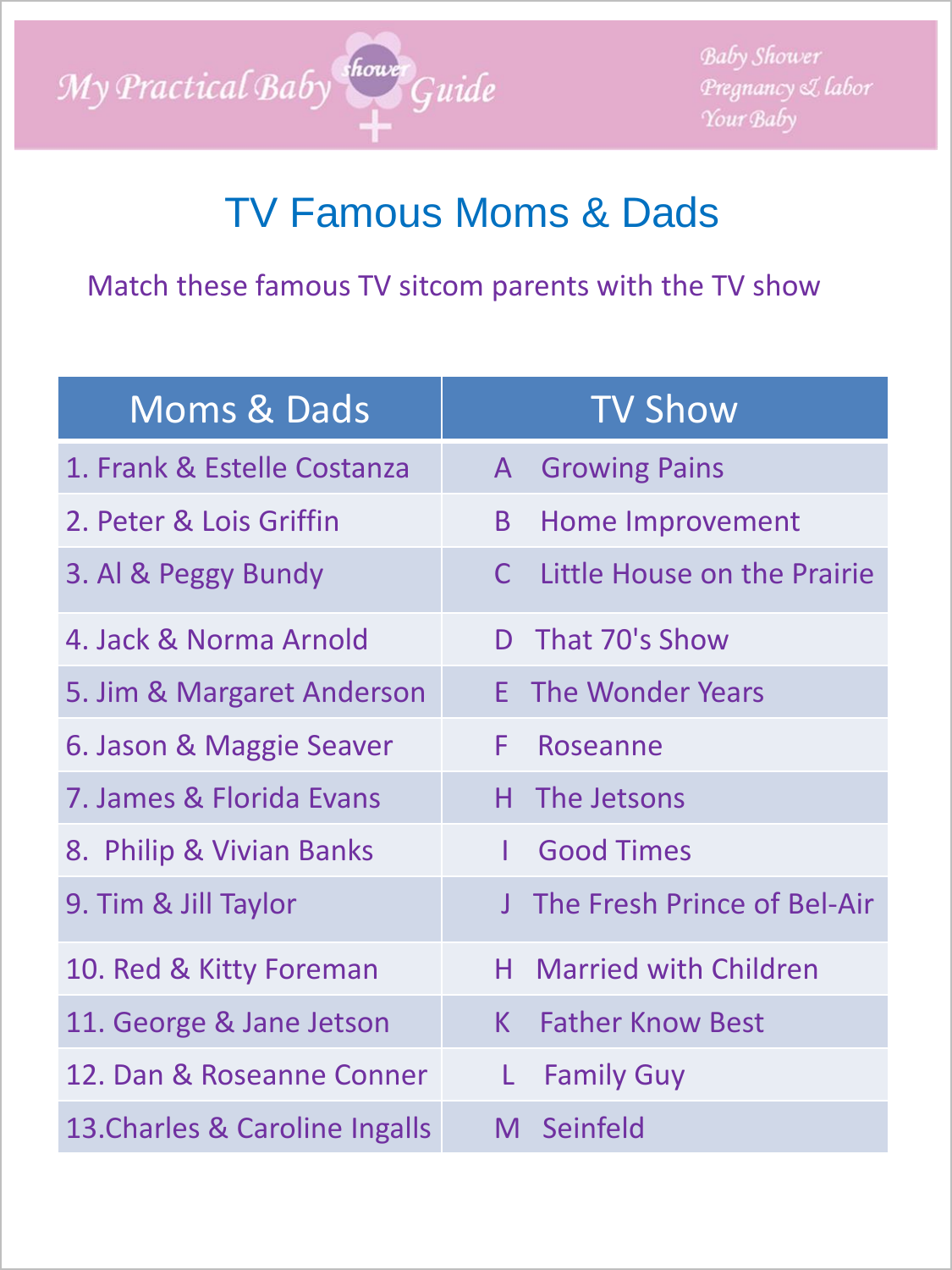My Practical Baby shower Guide

Baby Shower
Pregnancy & labor
Your Baby

# TV Famous Moms & Dads

Match these famous TV sitcom parents with the TV show

| Moms & Dads | TV Show |
| --- | --- |
| 1. Frank & Estelle Costanza | A Growing Pains |
| 2. Peter & Lois Griffin | B Home Improvement |
| 3. Al & Peggy Bundy | C Little House on the Prairie |
| 4. Jack & Norma Arnold | D That 70's Show |
| 5. Jim & Margaret Anderson | E The Wonder Years |
| 6. Jason & Maggie Seaver | F Roseanne |
| 7. James & Florida Evans | H The Jetsons |
| 8. Philip & Vivian Banks | I Good Times |
| 9. Tim & Jill Taylor | J The Fresh Prince of Bel-Air |
| 10. Red & Kitty Foreman | H Married with Children |
| 11. George & Jane Jetson | K Father Know Best |
| 12. Dan & Roseanne Conner | L Family Guy |
| 13.Charles & Caroline Ingalls | M Seinfeld |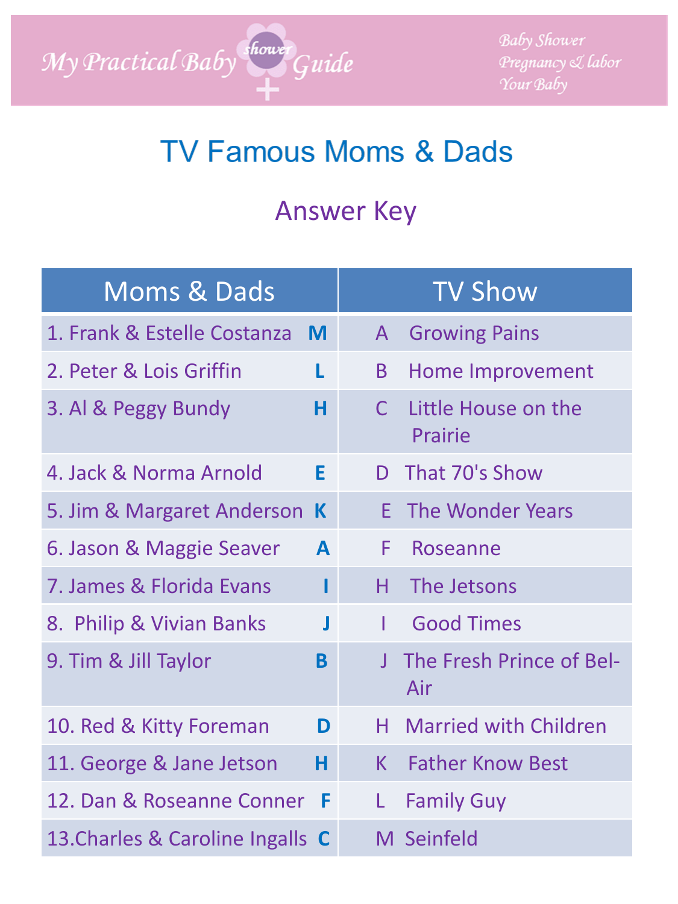My Practical Baby shower Guide

Baby Shower
Pregnancy & labor
Your Baby

# TV Famous Moms & Dads

## Answer Key

| Moms & Dads | | TV Show | |
|---|---|---|---|
| 1. Frank & Estelle Costanza | **M** | A | Growing Pains |
| 2. Peter & Lois Griffin | **L** | B | Home Improvement |
| 3. Al & Peggy Bundy | **H** | C | Little House on the Prairie |
| 4. Jack & Norma Arnold | **E** | D | That 70's Show |
| 5. Jim & Margaret Anderson | **K** | E | The Wonder Years |
| 6. Jason & Maggie Seaver | **A** | F | Roseanne |
| 7. James & Florida Evans | **I** | H | The Jetsons |
| 8. Philip & Vivian Banks | **J** | I | Good Times |
| 9. Tim & Jill Taylor | **B** | J | The Fresh Prince of Bel-Air |
| 10. Red & Kitty Foreman | **D** | H | Married with Children |
| 11. George & Jane Jetson | **H** | K | Father Know Best |
| 12. Dan & Roseanne Conner | **F** | L | Family Guy |
| 13.Charles & Caroline Ingalls | **C** | M | Seinfeld |